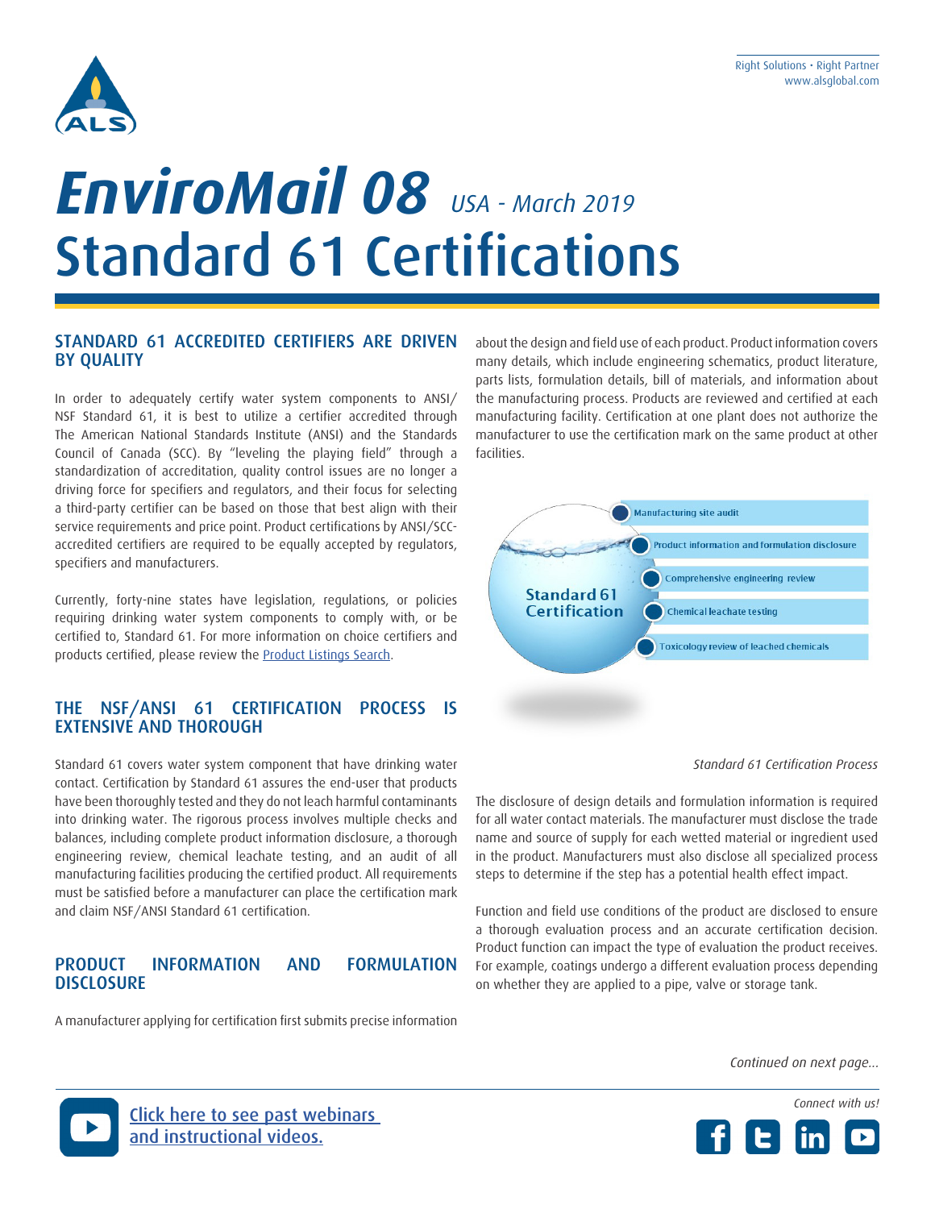# EnviroMail 08 *USA - March 2019*

# Standard 61 Certifications

## STANDARD 61 ACCREDITED CERTIFIERS ARE DRIVEN BY QUALITY

In order to adequately certify water system components to ANSI/NSF Standard 61, it is best to utilize a certifier accredited through The American National Standards Institute (ANSI) and the Standards Council of Canada (SCC). By "leveling the playing field" through a standardization of accreditation, quality control issues are no longer a driving force for specifiers and regulators, and their focus for selecting a third-party certifier can be based on those that best align with their service requirements and price point. Product certifications by ANSI/SCC-accredited certifiers are required to be equally accepted by regulators, specifiers and manufacturers.

Currently, forty-nine states have legislation, regulations, or policies requiring drinking water system components to comply with, or be certified to, Standard 61. For more information on choice certifiers and products certified, please review the Product Listings Search.

## THE NSF/ANSI 61 CERTIFICATION PROCESS IS EXTENSIVE AND THOROUGH

Standard 61 covers water system component that have drinking water contact. Certification by Standard 61 assures the end-user that products have been thoroughly tested and they do not leach harmful contaminants into drinking water. The rigorous process involves multiple checks and balances, including complete product information disclosure, a thorough engineering review, chemical leachate testing, and an audit of all manufacturing facilities producing the certified product. All requirements must be satisfied before a manufacturer can place the certification mark and claim NSF/ANSI Standard 61 certification.

## PRODUCT INFORMATION AND FORMULATION DISCLOSURE

A manufacturer applying for certification first submits precise information about the design and field use of each product. Product information covers many details, which include engineering schematics, product literature, parts lists, formulation details, bill of materials, and information about the manufacturing process. Products are reviewed and certified at each manufacturing facility. Certification at one plant does not authorize the manufacturer to use the certification mark on the same product at other facilities.

Standard 61 Certification

- Manufacturing site audit
- Product information and formulation disclosure
- Comprehensive engineering review
- Chemical leachate testing
- Toxicology review of leached chemicals

*Standard 61 Certification Process*

The disclosure of design details and formulation information is required for all water contact materials. The manufacturer must disclose the trade name and source of supply for each wetted material or ingredient used in the product. Manufacturers must also disclose all specialized process steps to determine if the step has a potential health effect impact.

Function and field use conditions of the product are disclosed to ensure a thorough evaluation process and an accurate certification decision. Product function can impact the type of evaluation the product receives. For example, coatings undergo a different evaluation process depending on whether they are applied to a pipe, valve or storage tank.

*Continued on next page...*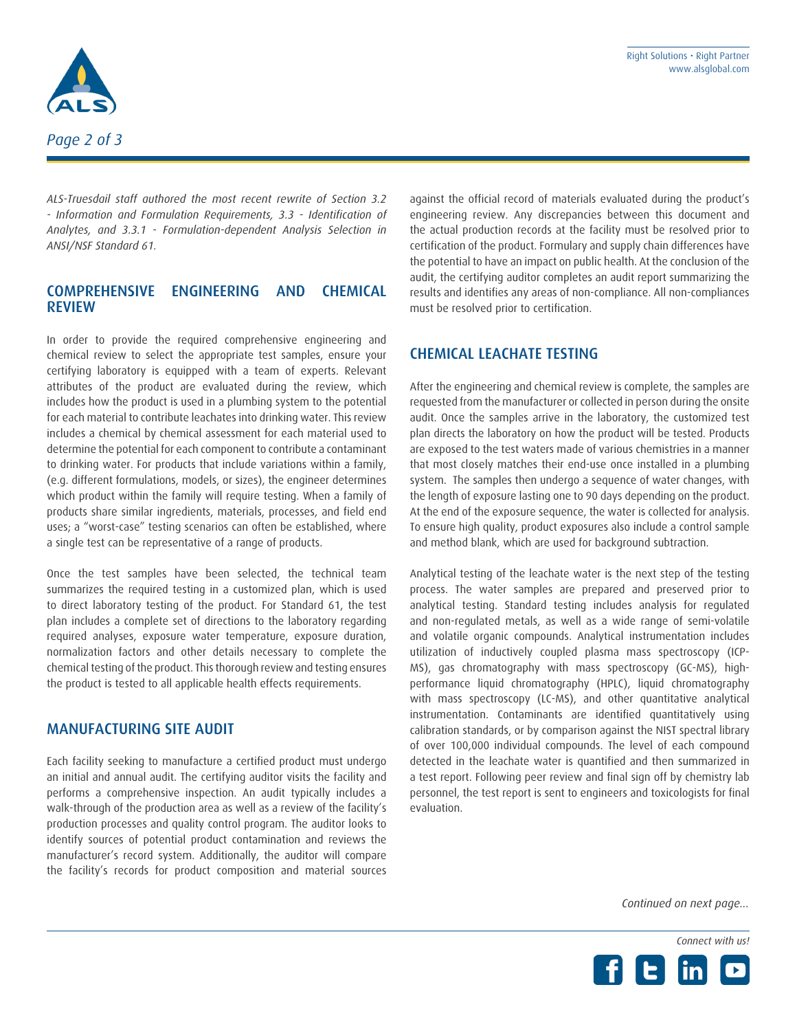*ALS-Truesdail staff authored the most recent rewrite of Section 3.2 - Information and Formulation Requirements, 3.3 - Identification of Analytes, and 3.3.1 - Formulation-dependent Analysis Selection in ANSI/NSF Standard 61.*

## COMPREHENSIVE ENGINEERING AND CHEMICAL REVIEW

In order to provide the required comprehensive engineering and chemical review to select the appropriate test samples, ensure your certifying laboratory is equipped with a team of experts. Relevant attributes of the product are evaluated during the review, which includes how the product is used in a plumbing system to the potential for each material to contribute leachates into drinking water. This review includes a chemical by chemical assessment for each material used to determine the potential for each component to contribute a contaminant to drinking water. For products that include variations within a family, (e.g. different formulations, models, or sizes), the engineer determines which product within the family will require testing. When a family of products share similar ingredients, materials, processes, and field end uses; a "worst-case" testing scenarios can often be established, where a single test can be representative of a range of products.

Once the test samples have been selected, the technical team summarizes the required testing in a customized plan, which is used to direct laboratory testing of the product. For Standard 61, the test plan includes a complete set of directions to the laboratory regarding required analyses, exposure water temperature, exposure duration, normalization factors and other details necessary to complete the chemical testing of the product. This thorough review and testing ensures the product is tested to all applicable health effects requirements.

## MANUFACTURING SITE AUDIT

Each facility seeking to manufacture a certified product must undergo an initial and annual audit. The certifying auditor visits the facility and performs a comprehensive inspection. An audit typically includes a walk-through of the production area as well as a review of the facility's production processes and quality control program. The auditor looks to identify sources of potential product contamination and reviews the manufacturer's record system. Additionally, the auditor will compare the facility's records for product composition and material sources against the official record of materials evaluated during the product's engineering review. Any discrepancies between this document and the actual production records at the facility must be resolved prior to certification of the product. Formulary and supply chain differences have the potential to have an impact on public health. At the conclusion of the audit, the certifying auditor completes an audit report summarizing the results and identifies any areas of non-compliance. All non-compliances must be resolved prior to certification.

## CHEMICAL LEACHATE TESTING

After the engineering and chemical review is complete, the samples are requested from the manufacturer or collected in person during the onsite audit. Once the samples arrive in the laboratory, the customized test plan directs the laboratory on how the product will be tested. Products are exposed to the test waters made of various chemistries in a manner that most closely matches their end-use once installed in a plumbing system. The samples then undergo a sequence of water changes, with the length of exposure lasting one to 90 days depending on the product. At the end of the exposure sequence, the water is collected for analysis. To ensure high quality, product exposures also include a control sample and method blank, which are used for background subtraction.

Analytical testing of the leachate water is the next step of the testing process. The water samples are prepared and preserved prior to analytical testing. Standard testing includes analysis for regulated and non-regulated metals, as well as a wide range of semi-volatile and volatile organic compounds. Analytical instrumentation includes utilization of inductively coupled plasma mass spectroscopy (ICP-MS), gas chromatography with mass spectroscopy (GC-MS), high-performance liquid chromatography (HPLC), liquid chromatography with mass spectroscopy (LC-MS), and other quantitative analytical instrumentation. Contaminants are identified quantitatively using calibration standards, or by comparison against the NIST spectral library of over 100,000 individual compounds. The level of each compound detected in the leachate water is quantified and then summarized in a test report. Following peer review and final sign off by chemistry lab personnel, the test report is sent to engineers and toxicologists for final evaluation.

*Continued on next page...*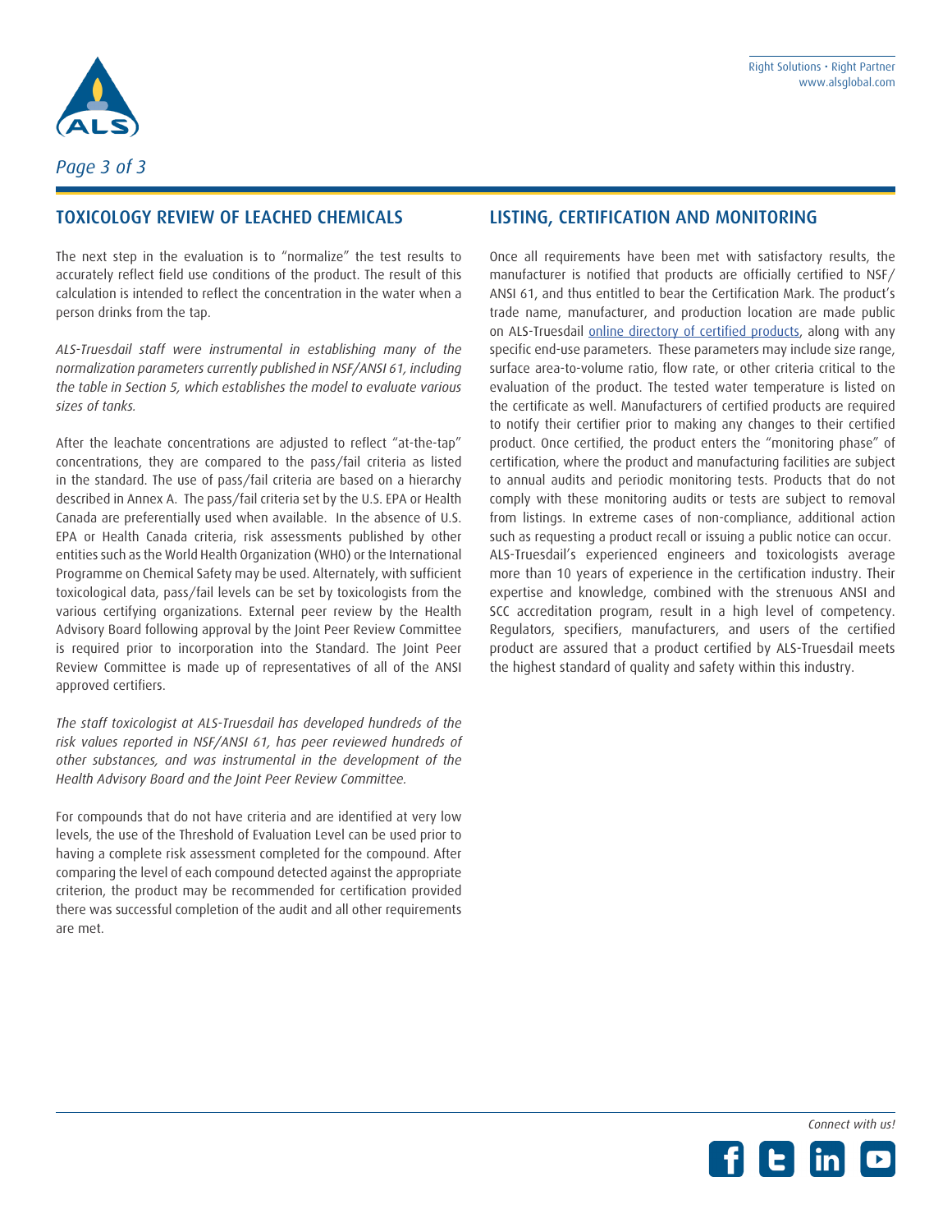## TOXICOLOGY REVIEW OF LEACHED CHEMICALS

The next step in the evaluation is to "normalize" the test results to accurately reflect field use conditions of the product. The result of this calculation is intended to reflect the concentration in the water when a person drinks from the tap.

*ALS-Truesdail staff were instrumental in establishing many of the normalization parameters currently published in NSF/ANSI 61, including the table in Section 5, which establishes the model to evaluate various sizes of tanks.*

After the leachate concentrations are adjusted to reflect "at-the-tap" concentrations, they are compared to the pass/fail criteria as listed in the standard. The use of pass/fail criteria are based on a hierarchy described in Annex A. The pass/fail criteria set by the U.S. EPA or Health Canada are preferentially used when available. In the absence of U.S. EPA or Health Canada criteria, risk assessments published by other entities such as the World Health Organization (WHO) or the International Programme on Chemical Safety may be used. Alternately, with sufficient toxicological data, pass/fail levels can be set by toxicologists from the various certifying organizations. External peer review by the Health Advisory Board following approval by the Joint Peer Review Committee is required prior to incorporation into the Standard. The Joint Peer Review Committee is made up of representatives of all of the ANSI approved certifiers.

*The staff toxicologist at ALS-Truesdail has developed hundreds of the risk values reported in NSF/ANSI 61, has peer reviewed hundreds of other substances, and was instrumental in the development of the Health Advisory Board and the Joint Peer Review Committee.*

For compounds that do not have criteria and are identified at very low levels, the use of the Threshold of Evaluation Level can be used prior to having a complete risk assessment completed for the compound. After comparing the level of each compound detected against the appropriate criterion, the product may be recommended for certification provided there was successful completion of the audit and all other requirements are met.

## LISTING, CERTIFICATION AND MONITORING

Once all requirements have been met with satisfactory results, the manufacturer is notified that products are officially certified to NSF/ANSI 61, and thus entitled to bear the Certification Mark. The product's trade name, manufacturer, and production location are made public on ALS-Truesdail online directory of certified products, along with any specific end-use parameters. These parameters may include size range, surface area-to-volume ratio, flow rate, or other criteria critical to the evaluation of the product. The tested water temperature is listed on the certificate as well. Manufacturers of certified products are required to notify their certifier prior to making any changes to their certified product. Once certified, the product enters the "monitoring phase" of certification, where the product and manufacturing facilities are subject to annual audits and periodic monitoring tests. Products that do not comply with these monitoring audits or tests are subject to removal from listings. In extreme cases of non-compliance, additional action such as requesting a product recall or issuing a public notice can occur. ALS-Truesdail's experienced engineers and toxicologists average more than 10 years of experience in the certification industry. Their expertise and knowledge, combined with the strenuous ANSI and SCC accreditation program, result in a high level of competency. Regulators, specifiers, manufacturers, and users of the certified product are assured that a product certified by ALS-Truesdail meets the highest standard of quality and safety within this industry.